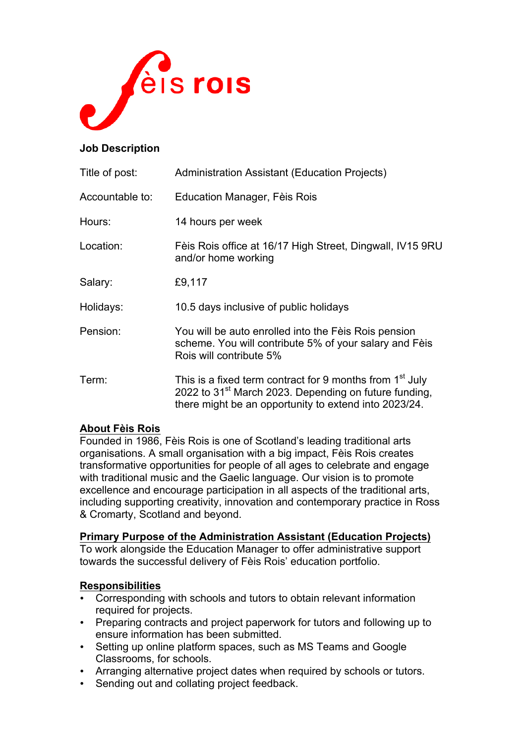fèis rois

**Job Description**

| | |
|---|---|
| Title of post: | Administration Assistant (Education Projects) |
| Accountable to: | Education Manager, Fèis Rois |
| Hours: | 14 hours per week |
| Location: | Fèis Rois office at 16/17 High Street, Dingwall, IV15 9RU and/or home working |
| Salary: | £9,117 |
| Holidays: | 10.5 days inclusive of public holidays |
| Pension: | You will be auto enrolled into the Fèis Rois pension scheme. You will contribute 5% of your salary and Fèis Rois will contribute 5% |
| Term: | This is a fixed term contract for 9 months from 1st July 2022 to 31st March 2023. Depending on future funding, there might be an opportunity to extend into 2023/24. |

## About Fèis Rois

Founded in 1986, Fèis Rois is one of Scotland's leading traditional arts organisations. A small organisation with a big impact, Fèis Rois creates transformative opportunities for people of all ages to celebrate and engage with traditional music and the Gaelic language. Our vision is to promote excellence and encourage participation in all aspects of the traditional arts, including supporting creativity, innovation and contemporary practice in Ross & Cromarty, Scotland and beyond.

## Primary Purpose of the Administration Assistant (Education Projects)

To work alongside the Education Manager to offer administrative support towards the successful delivery of Fèis Rois' education portfolio.

## Responsibilities

- Corresponding with schools and tutors to obtain relevant information required for projects.
- Preparing contracts and project paperwork for tutors and following up to ensure information has been submitted.
- Setting up online platform spaces, such as MS Teams and Google Classrooms, for schools.
- Arranging alternative project dates when required by schools or tutors.
- Sending out and collating project feedback.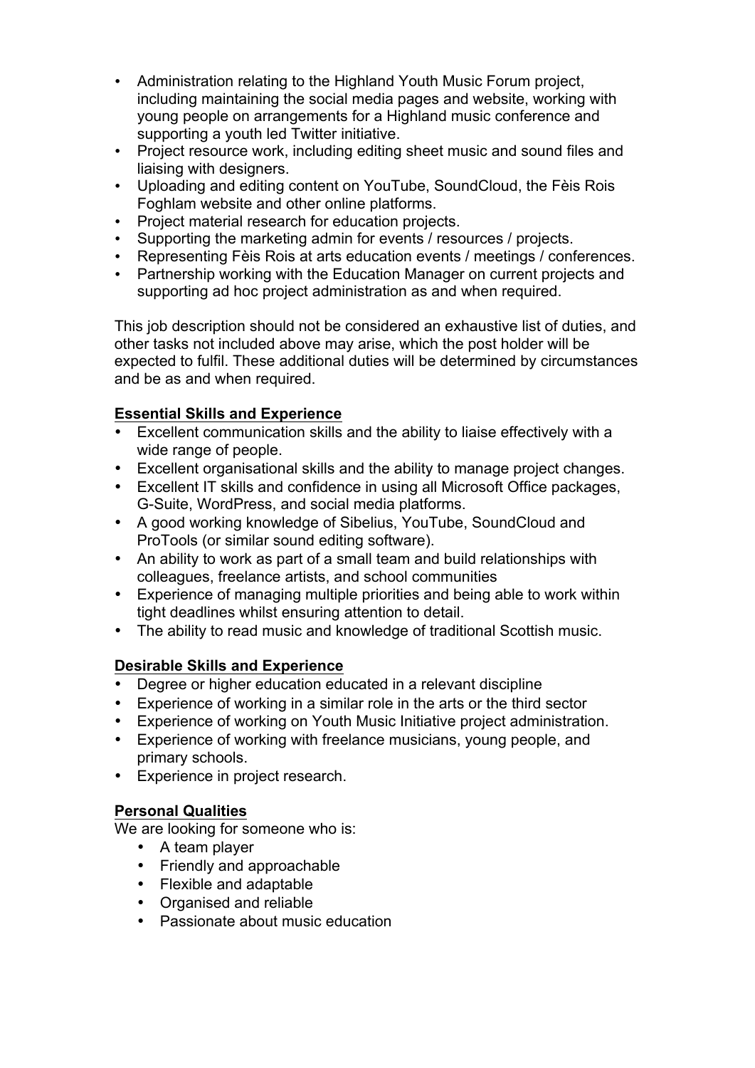- Administration relating to the Highland Youth Music Forum project, including maintaining the social media pages and website, working with young people on arrangements for a Highland music conference and supporting a youth led Twitter initiative.
- Project resource work, including editing sheet music and sound files and liaising with designers.
- Uploading and editing content on YouTube, SoundCloud, the Fèis Rois Foghlam website and other online platforms.
- Project material research for education projects.
- Supporting the marketing admin for events / resources / projects.
- Representing Fèis Rois at arts education events / meetings / conferences.
- Partnership working with the Education Manager on current projects and supporting ad hoc project administration as and when required.

This job description should not be considered an exhaustive list of duties, and other tasks not included above may arise, which the post holder will be expected to fulfil. These additional duties will be determined by circumstances and be as and when required.

**Essential Skills and Experience**

- Excellent communication skills and the ability to liaise effectively with a wide range of people.
- Excellent organisational skills and the ability to manage project changes.
- Excellent IT skills and confidence in using all Microsoft Office packages, G-Suite, WordPress, and social media platforms.
- A good working knowledge of Sibelius, YouTube, SoundCloud and ProTools (or similar sound editing software).
- An ability to work as part of a small team and build relationships with colleagues, freelance artists, and school communities
- Experience of managing multiple priorities and being able to work within tight deadlines whilst ensuring attention to detail.
- The ability to read music and knowledge of traditional Scottish music.

**Desirable Skills and Experience**

- Degree or higher education educated in a relevant discipline
- Experience of working in a similar role in the arts or the third sector
- Experience of working on Youth Music Initiative project administration.
- Experience of working with freelance musicians, young people, and primary schools.
- Experience in project research.

**Personal Qualities**

We are looking for someone who is:

- A team player
- Friendly and approachable
- Flexible and adaptable
- Organised and reliable
- Passionate about music education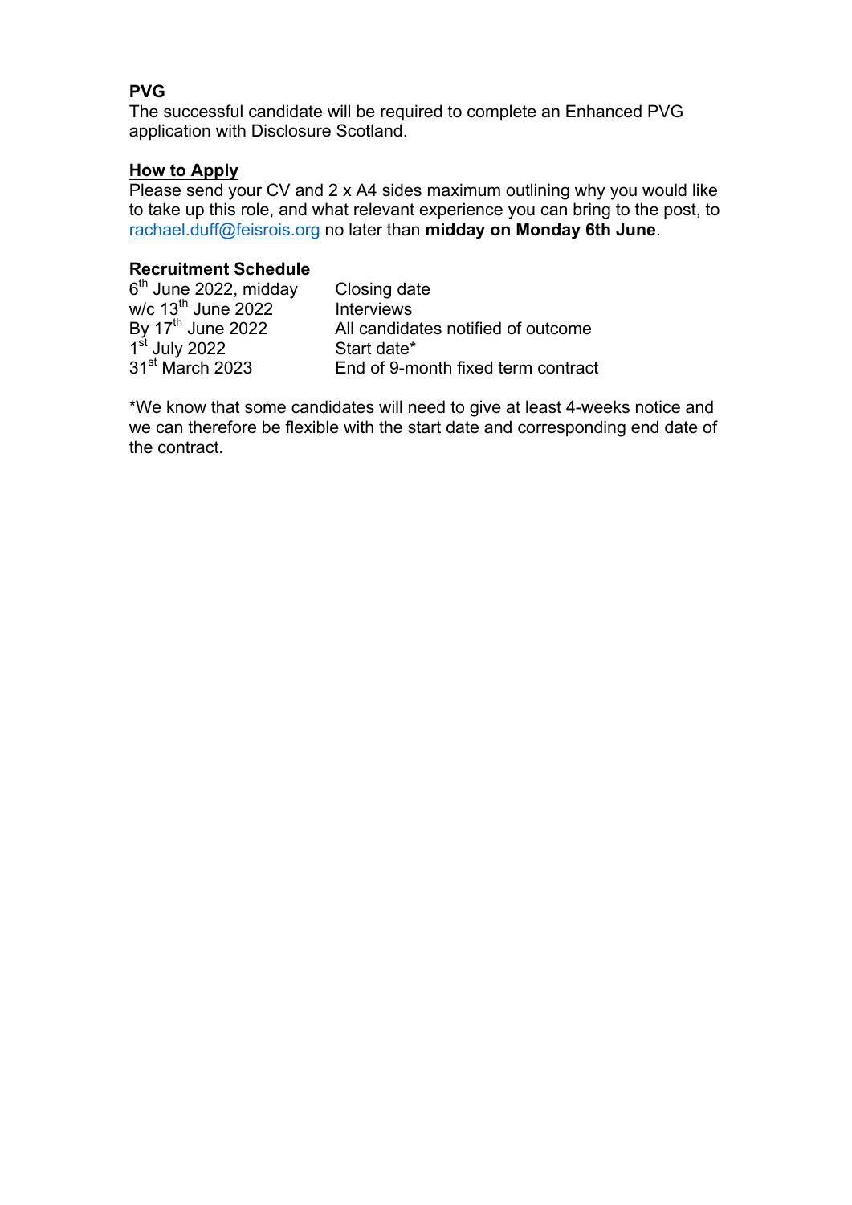**PVG**

The successful candidate will be required to complete an Enhanced PVG application with Disclosure Scotland.

**How to Apply**

Please send your CV and 2 x A4 sides maximum outlining why you would like to take up this role, and what relevant experience you can bring to the post, to rachael.duff@feisrois.org no later than **midday on Monday 6th June**.

**Recruitment Schedule**

| | |
|---|---|
| 6th June 2022, midday | Closing date |
| w/c 13th June 2022 | Interviews |
| By 17th June 2022 | All candidates notified of outcome |
| 1st July 2022 | Start date* |
| 31st March 2023 | End of 9-month fixed term contract |

*We know that some candidates will need to give at least 4-weeks notice and we can therefore be flexible with the start date and corresponding end date of the contract.